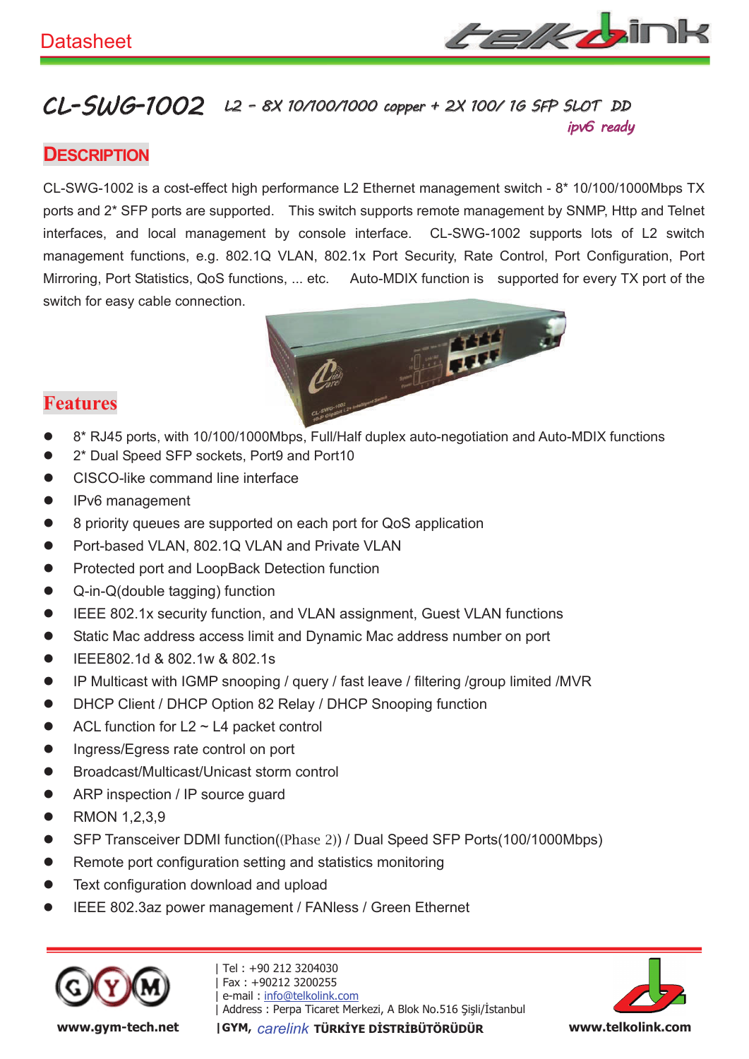Datasheet

# CL-SWG-1002 L2 – 8X 10/100/1000 copper + 2X 100/ 1G SFP SLOT DD

*ipv6 ready*

## Description

CL-SWG-1002 is a cost-effect high performance L2 Ethernet management switch - 8* 10/100/1000Mbps TX ports and 2* SFP ports are supported. This switch supports remote management by SNMP, Http and Telnet interfaces, and local management by console interface. CL-SWG-1002 supports lots of L2 switch management functions, e.g. 802.1Q VLAN, 802.1x Port Security, Rate Control, Port Configuration, Port Mirroring, Port Statistics, QoS functions, ... etc. Auto-MDIX function is supported for every TX port of the switch for easy cable connection.

## Features

- 8* RJ45 ports, with 10/100/1000Mbps, Full/Half duplex auto-negotiation and Auto-MDIX functions
- 2* Dual Speed SFP sockets, Port9 and Port10
- CISCO-like command line interface
- IPv6 management
- 8 priority queues are supported on each port for QoS application
- Port-based VLAN, 802.1Q VLAN and Private VLAN
- Protected port and LoopBack Detection function
- Q-in-Q(double tagging) function
- IEEE 802.1x security function, and VLAN assignment, Guest VLAN functions
- Static Mac address access limit and Dynamic Mac address number on port
- IEEE802.1d & 802.1w & 802.1s
- IP Multicast with IGMP snooping / query / fast leave / filtering /group limited /MVR
- DHCP Client / DHCP Option 82 Relay / DHCP Snooping function
- ACL function for L2 ~ L4 packet control
- Ingress/Egress rate control on port
- Broadcast/Multicast/Unicast storm control
- ARP inspection / IP source guard
- RMON 1,2,3,9
- SFP Transceiver DDMI function((Phase 2)) / Dual Speed SFP Ports(100/1000Mbps)
- Remote port configuration setting and statistics monitoring
- Text configuration download and upload
- IEEE 802.3az power management / FANless / Green Ethernet

www.gym-tech.net

| Tel : +90 212 3204030
| Fax : +90212 3200255
| e-mail : info@telkolink.com
| Address : Perpa Ticaret Merkezi, A Blok No.516 Şişli/İstanbul
|GYM, carelink TÜRKİYE DİSTRİBÜTÖRÜDÜR

www.telkolink.com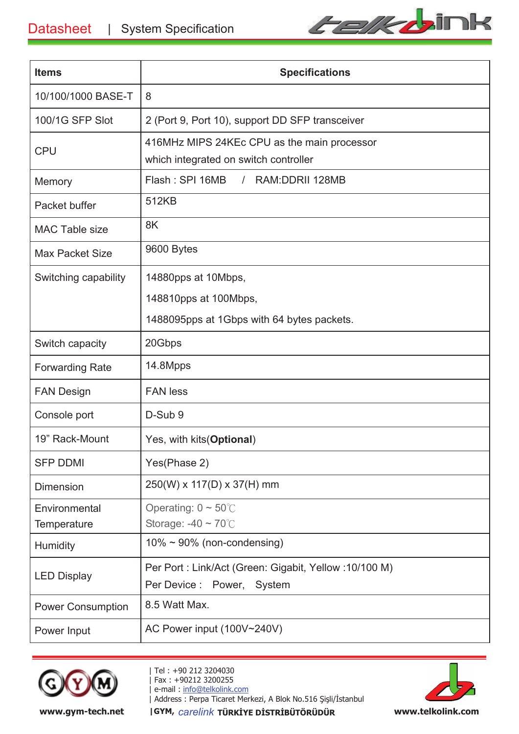| Items | Specifications |
|---|---|
| 10/100/1000 BASE-T | 8 |
| 100/1G SFP Slot | 2 (Port 9, Port 10), support DD SFP transceiver |
| CPU | 416MHz MIPS 24KEc CPU as the main processor which integrated on switch controller |
| Memory | Flash : SPI 16MB / RAM:DDRII 128MB |
| Packet buffer | 512KB |
| MAC Table size | 8K |
| Max Packet Size | 9600 Bytes |
| Switching capability | 14880pps at 10Mbps, 148810pps at 100Mbps, 1488095pps at 1Gbps with 64 bytes packets. |
| Switch capacity | 20Gbps |
| Forwarding Rate | 14.8Mpps |
| FAN Design | FAN less |
| Console port | D-Sub 9 |
| 19” Rack-Mount | Yes, with kits(**Optional**) |
| SFP DDMI | Yes(Phase 2) |
| Dimension | 250(W) x 117(D) x 37(H) mm |
| Environmental Temperature | Operating: 0 ~ 50℃ Storage: -40 ~ 70℃ |
| Humidity | 10% ~ 90% (non-condensing) |
| LED Display | Per Port : Link/Act (Green: Gigabit, Yellow :10/100 M) Per Device : Power, System |
| Power Consumption | 8.5 Watt Max. |
| Power Input | AC Power input (100V~240V) |

www.gym-tech.net

| Tel : +90 212 3204030
| Fax : +90212 3200255
| e-mail : info@telkolink.com
| Address : Perpa Ticaret Merkezi, A Blok No.516 Şişli/İstanbul
|GYM, *carelink* TÜRKİYE DİSTRİBÜTÖRÜDÜR

www.telkolink.com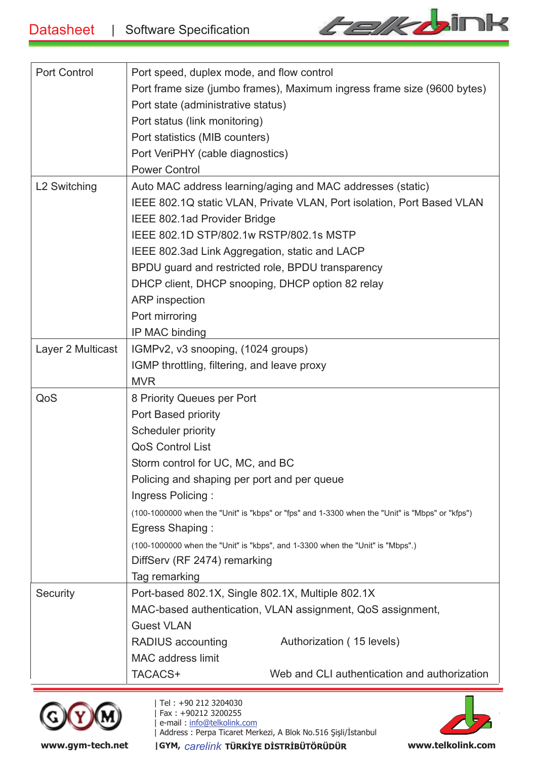| | |
|---|---|
| Port Control | Port speed, duplex mode, and flow control<br>Port frame size (jumbo frames), Maximum ingress frame size (9600 bytes)<br>Port state (administrative status)<br>Port status (link monitoring)<br>Port statistics (MIB counters)<br>Port VeriPHY (cable diagnostics)<br>Power Control |
| L2 Switching | Auto MAC address learning/aging and MAC addresses (static)<br>IEEE 802.1Q static VLAN, Private VLAN, Port isolation, Port Based VLAN<br>IEEE 802.1ad Provider Bridge<br>IEEE 802.1D STP/802.1w RSTP/802.1s MSTP<br>IEEE 802.3ad Link Aggregation, static and LACP<br>BPDU guard and restricted role, BPDU transparency<br>DHCP client, DHCP snooping, DHCP option 82 relay<br>ARP inspection<br>Port mirroring<br>IP MAC binding |
| Layer 2 Multicast | IGMPv2, v3 snooping, (1024 groups)<br>IGMP throttling, filtering, and leave proxy<br>MVR |
| QoS | 8 Priority Queues per Port<br>Port Based priority<br>Scheduler priority<br>QoS Control List<br>Storm control for UC, MC, and BC<br>Policing and shaping per port and per queue<br>Ingress Policing :<br>(100-1000000 when the "Unit" is "kbps" or "fps" and 1-3300 when the "Unit" is "Mbps" or "kfps")<br>Egress Shaping :<br>(100-1000000 when the "Unit" is "kbps", and 1-3300 when the "Unit" is "Mbps".)<br>DiffServ (RF 2474) remarking<br>Tag remarking |
| Security | Port-based 802.1X, Single 802.1X, Multiple 802.1X<br>MAC-based authentication, VLAN assignment, QoS assignment, Guest VLAN<br>RADIUS accounting&nbsp;&nbsp;&nbsp;&nbsp;Authorization ( 15 levels)<br>MAC address limit<br>TACACS+&nbsp;&nbsp;&nbsp;&nbsp;Web and CLI authentication and authorization |

| Tel : +90 212 3204030
| Fax : +90212 3200255
| e-mail : info@telkolink.com
| Address : Perpa Ticaret Merkezi, A Blok No.516 Şişli/İstanbul

www.gym-tech.net | GYM, carelink TÜRKİYE DİSTRİBÜTÖRÜDÜR www.telkolink.com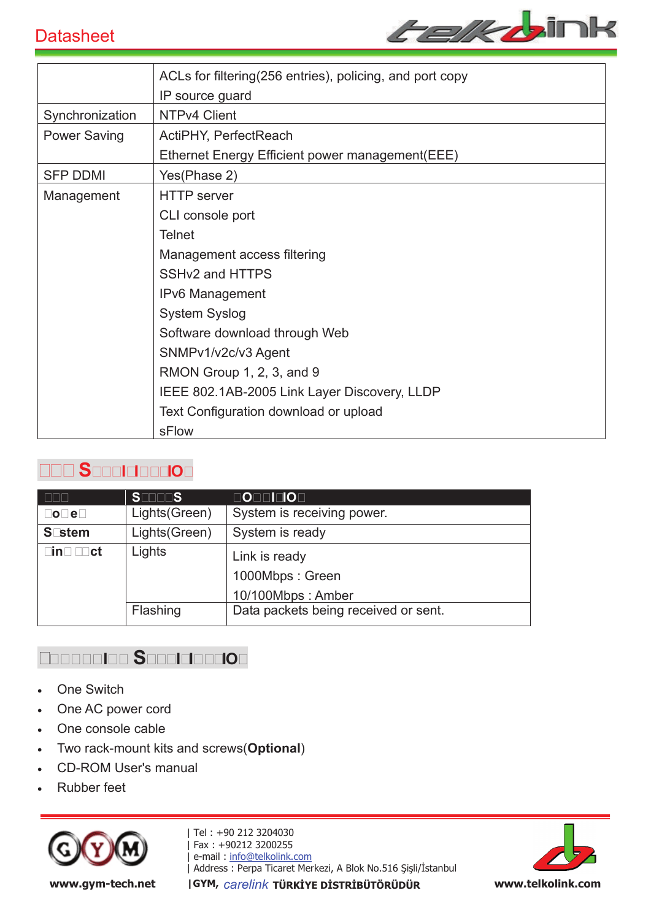| | |
|---|---|
| | ACLs for filtering(256 entries), policing, and port copy<br>IP source guard |
| Synchronization | NTPv4 Client |
| Power Saving | ActiPHY, PerfectReach<br>Ethernet Energy Efficient power management(EEE) |
| SFP DDMI | Yes(Phase 2) |
| Management | HTTP server<br>CLI console port<br>Telnet<br>Management access filtering<br>SSHv2 and HTTPS<br>IPv6 Management<br>System Syslog<br>Software download through Web<br>SNMPv1/v2c/v3 Agent<br>RMON Group 1, 2, 3, and 9<br>IEEE 802.1AB-2005 Link Layer Discovery, LLDP<br>Text Configuration download or upload<br>sFlow |

## □□□ S□□□I□I□□□IO□

| □□□ | S□□□□S | □O□□I□IO□ |
|---|---|---|
| □o□e□ | Lights(Green) | System is receiving power. |
| S□stem | Lights(Green) | System is ready |
| □in□ □□ct | Lights | Link is ready<br>1000Mbps : Green<br>10/100Mbps : Amber |
| | Flashing | Data packets being received or sent. |

## □□□□□□I□□ S□□□I□I□□□IO□

- One Switch
- One AC power cord
- One console cable
- Two rack-mount kits and screws(**Optional**)
- CD-ROM User's manual
- Rubber feet

www.gym-tech.net

| Tel : +90 212 3204030
| Fax : +90212 3200255
| e-mail : info@telkolink.com
| Address : Perpa Ticaret Merkezi, A Blok No.516 Şişli/İstanbul
| **GYM,** *carelink* **TÜRKİYE DİSTRİBÜTÖRÜDÜR**

www.telkolink.com